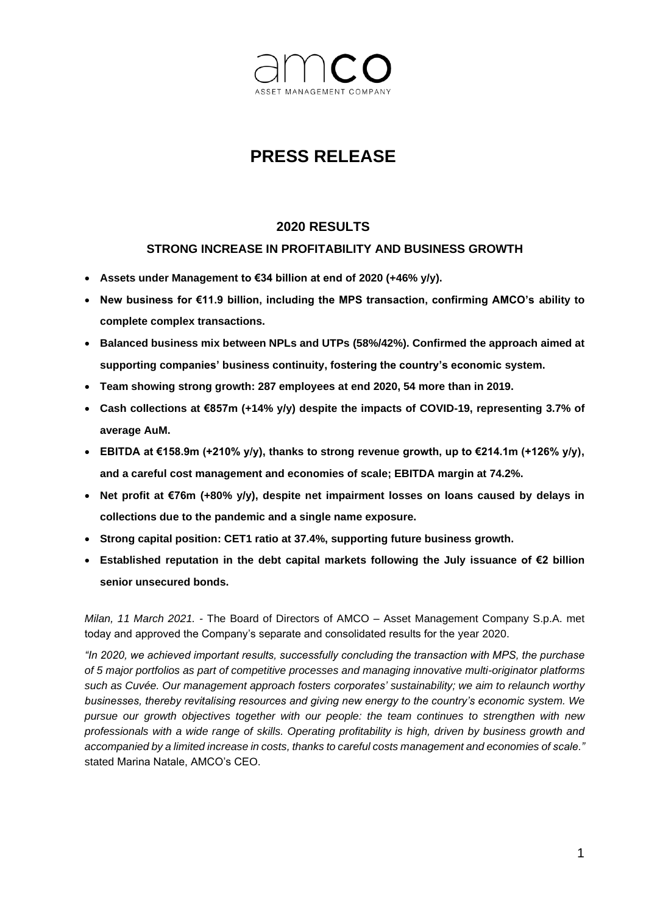amco
ASSET MANAGEMENT COMPANY

# PRESS RELEASE

## 2020 RESULTS

### STRONG INCREASE IN PROFITABILITY AND BUSINESS GROWTH

- **Assets under Management to €34 billion at end of 2020 (+46% y/y).**
- **New business for €11.9 billion, including the MPS transaction, confirming AMCO's ability to complete complex transactions.**
- **Balanced business mix between NPLs and UTPs (58%/42%). Confirmed the approach aimed at supporting companies' business continuity, fostering the country's economic system.**
- **Team showing strong growth: 287 employees at end 2020, 54 more than in 2019.**
- **Cash collections at €857m (+14% y/y) despite the impacts of COVID-19, representing 3.7% of average AuM.**
- **EBITDA at €158.9m (+210% y/y), thanks to strong revenue growth, up to €214.1m (+126% y/y), and a careful cost management and economies of scale; EBITDA margin at 74.2%.**
- **Net profit at €76m (+80% y/y), despite net impairment losses on loans caused by delays in collections due to the pandemic and a single name exposure.**
- **Strong capital position: CET1 ratio at 37.4%, supporting future business growth.**
- **Established reputation in the debt capital markets following the July issuance of €2 billion senior unsecured bonds.**

*Milan, 11 March 2021.* - The Board of Directors of AMCO – Asset Management Company S.p.A. met today and approved the Company's separate and consolidated results for the year 2020.

*"In 2020, we achieved important results, successfully concluding the transaction with MPS, the purchase of 5 major portfolios as part of competitive processes and managing innovative multi-originator platforms such as Cuvée. Our management approach fosters corporates' sustainability; we aim to relaunch worthy businesses, thereby revitalising resources and giving new energy to the country's economic system. We pursue our growth objectives together with our people: the team continues to strengthen with new professionals with a wide range of skills. Operating profitability is high, driven by business growth and accompanied by a limited increase in costs, thanks to careful costs management and economies of scale."* stated Marina Natale, AMCO's CEO.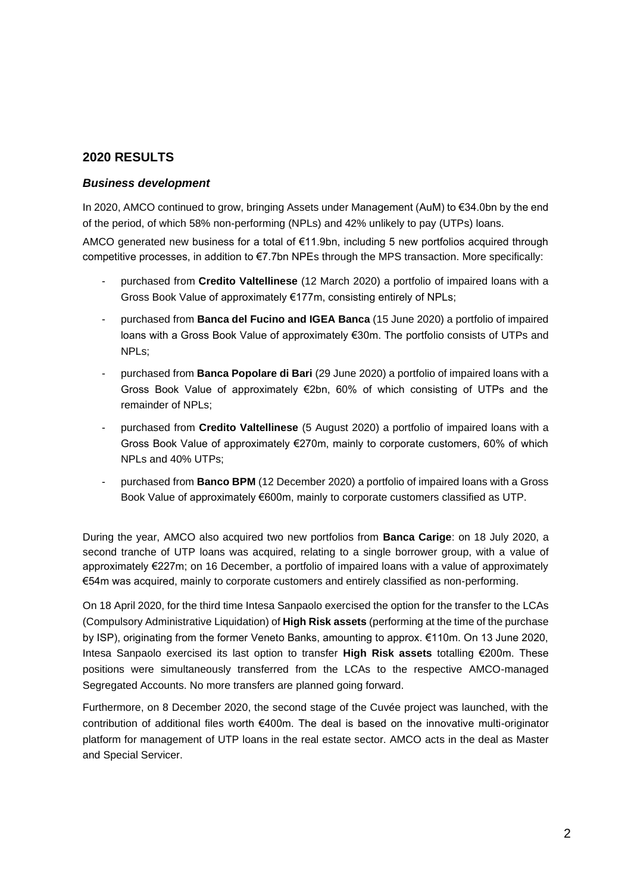## 2020 RESULTS

### *Business development*

In 2020, AMCO continued to grow, bringing Assets under Management (AuM) to €34.0bn by the end of the period, of which 58% non-performing (NPLs) and 42% unlikely to pay (UTPs) loans.

AMCO generated new business for a total of €11.9bn, including 5 new portfolios acquired through competitive processes, in addition to €7.7bn NPEs through the MPS transaction. More specifically:

- purchased from **Credito Valtellinese** (12 March 2020) a portfolio of impaired loans with a Gross Book Value of approximately €177m, consisting entirely of NPLs;
- purchased from **Banca del Fucino and IGEA Banca** (15 June 2020) a portfolio of impaired loans with a Gross Book Value of approximately €30m. The portfolio consists of UTPs and NPLs;
- purchased from **Banca Popolare di Bari** (29 June 2020) a portfolio of impaired loans with a Gross Book Value of approximately €2bn, 60% of which consisting of UTPs and the remainder of NPLs;
- purchased from **Credito Valtellinese** (5 August 2020) a portfolio of impaired loans with a Gross Book Value of approximately €270m, mainly to corporate customers, 60% of which NPLs and 40% UTPs;
- purchased from **Banco BPM** (12 December 2020) a portfolio of impaired loans with a Gross Book Value of approximately €600m, mainly to corporate customers classified as UTP.

During the year, AMCO also acquired two new portfolios from **Banca Carige**: on 18 July 2020, a second tranche of UTP loans was acquired, relating to a single borrower group, with a value of approximately €227m; on 16 December, a portfolio of impaired loans with a value of approximately €54m was acquired, mainly to corporate customers and entirely classified as non-performing.

On 18 April 2020, for the third time Intesa Sanpaolo exercised the option for the transfer to the LCAs (Compulsory Administrative Liquidation) of **High Risk assets** (performing at the time of the purchase by ISP), originating from the former Veneto Banks, amounting to approx. €110m. On 13 June 2020, Intesa Sanpaolo exercised its last option to transfer **High Risk assets** totalling €200m. These positions were simultaneously transferred from the LCAs to the respective AMCO-managed Segregated Accounts. No more transfers are planned going forward.

Furthermore, on 8 December 2020, the second stage of the Cuvée project was launched, with the contribution of additional files worth €400m. The deal is based on the innovative multi-originator platform for management of UTP loans in the real estate sector. AMCO acts in the deal as Master and Special Servicer.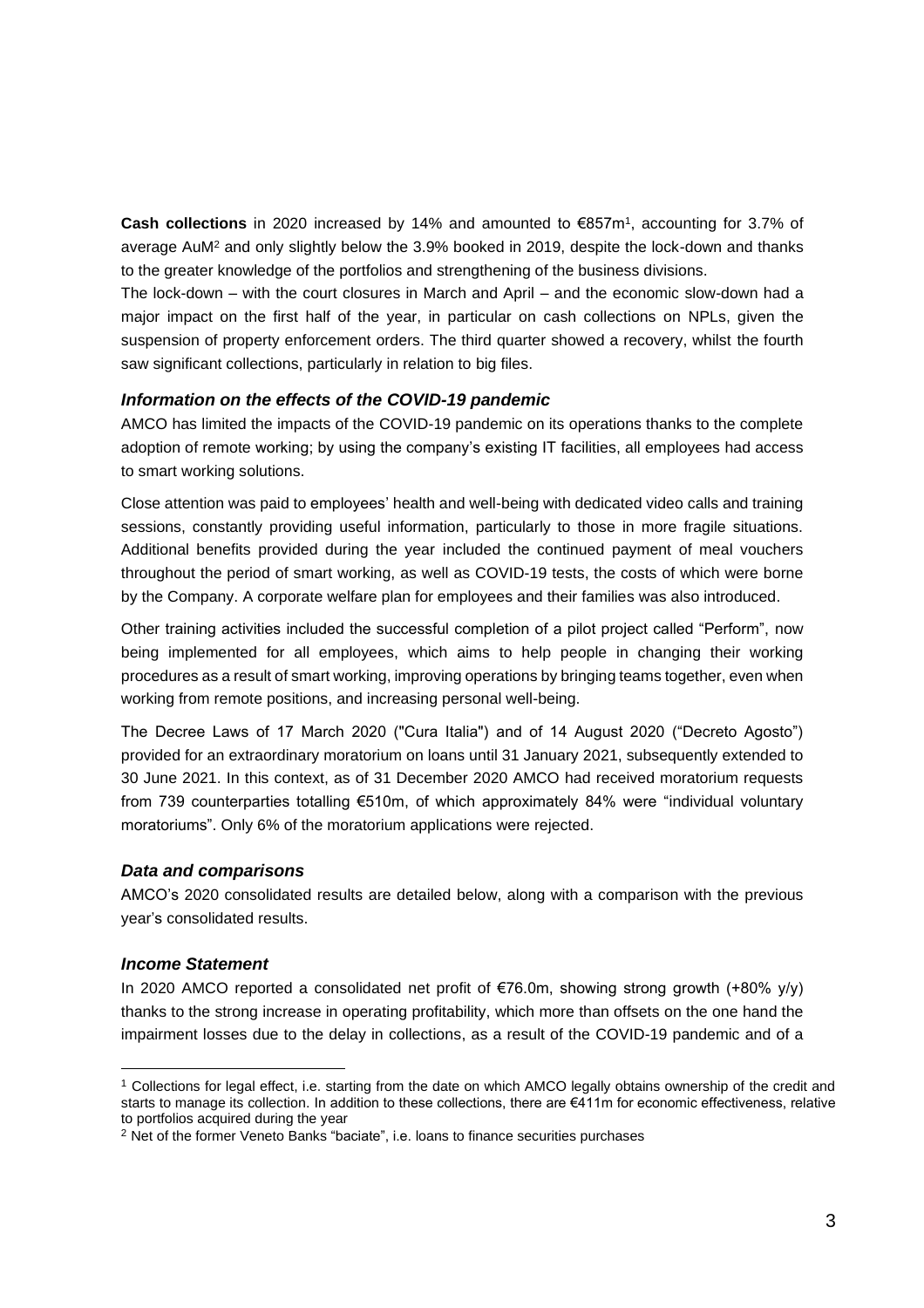**Cash collections** in 2020 increased by 14% and amounted to €857m[1], accounting for 3.7% of average AuM[2] and only slightly below the 3.9% booked in 2019, despite the lock-down and thanks to the greater knowledge of the portfolios and strengthening of the business divisions.

The lock-down – with the court closures in March and April – and the economic slow-down had a major impact on the first half of the year, in particular on cash collections on NPLs, given the suspension of property enforcement orders. The third quarter showed a recovery, whilst the fourth saw significant collections, particularly in relation to big files.

### *Information on the effects of the COVID-19 pandemic*

AMCO has limited the impacts of the COVID-19 pandemic on its operations thanks to the complete adoption of remote working; by using the company's existing IT facilities, all employees had access to smart working solutions.

Close attention was paid to employees' health and well-being with dedicated video calls and training sessions, constantly providing useful information, particularly to those in more fragile situations. Additional benefits provided during the year included the continued payment of meal vouchers throughout the period of smart working, as well as COVID-19 tests, the costs of which were borne by the Company. A corporate welfare plan for employees and their families was also introduced.

Other training activities included the successful completion of a pilot project called "Perform", now being implemented for all employees, which aims to help people in changing their working procedures as a result of smart working, improving operations by bringing teams together, even when working from remote positions, and increasing personal well-being.

The Decree Laws of 17 March 2020 ("Cura Italia") and of 14 August 2020 ("Decreto Agosto") provided for an extraordinary moratorium on loans until 31 January 2021, subsequently extended to 30 June 2021. In this context, as of 31 December 2020 AMCO had received moratorium requests from 739 counterparties totalling €510m, of which approximately 84% were "individual voluntary moratoriums". Only 6% of the moratorium applications were rejected.

### *Data and comparisons*

AMCO's 2020 consolidated results are detailed below, along with a comparison with the previous year's consolidated results.

### *Income Statement*

In 2020 AMCO reported a consolidated net profit of €76.0m, showing strong growth (+80% y/y) thanks to the strong increase in operating profitability, which more than offsets on the one hand the impairment losses due to the delay in collections, as a result of the COVID-19 pandemic and of a

---

[1] Collections for legal effect, i.e. starting from the date on which AMCO legally obtains ownership of the credit and starts to manage its collection. In addition to these collections, there are €411m for economic effectiveness, relative to portfolios acquired during the year

[2] Net of the former Veneto Banks "baciate", i.e. loans to finance securities purchases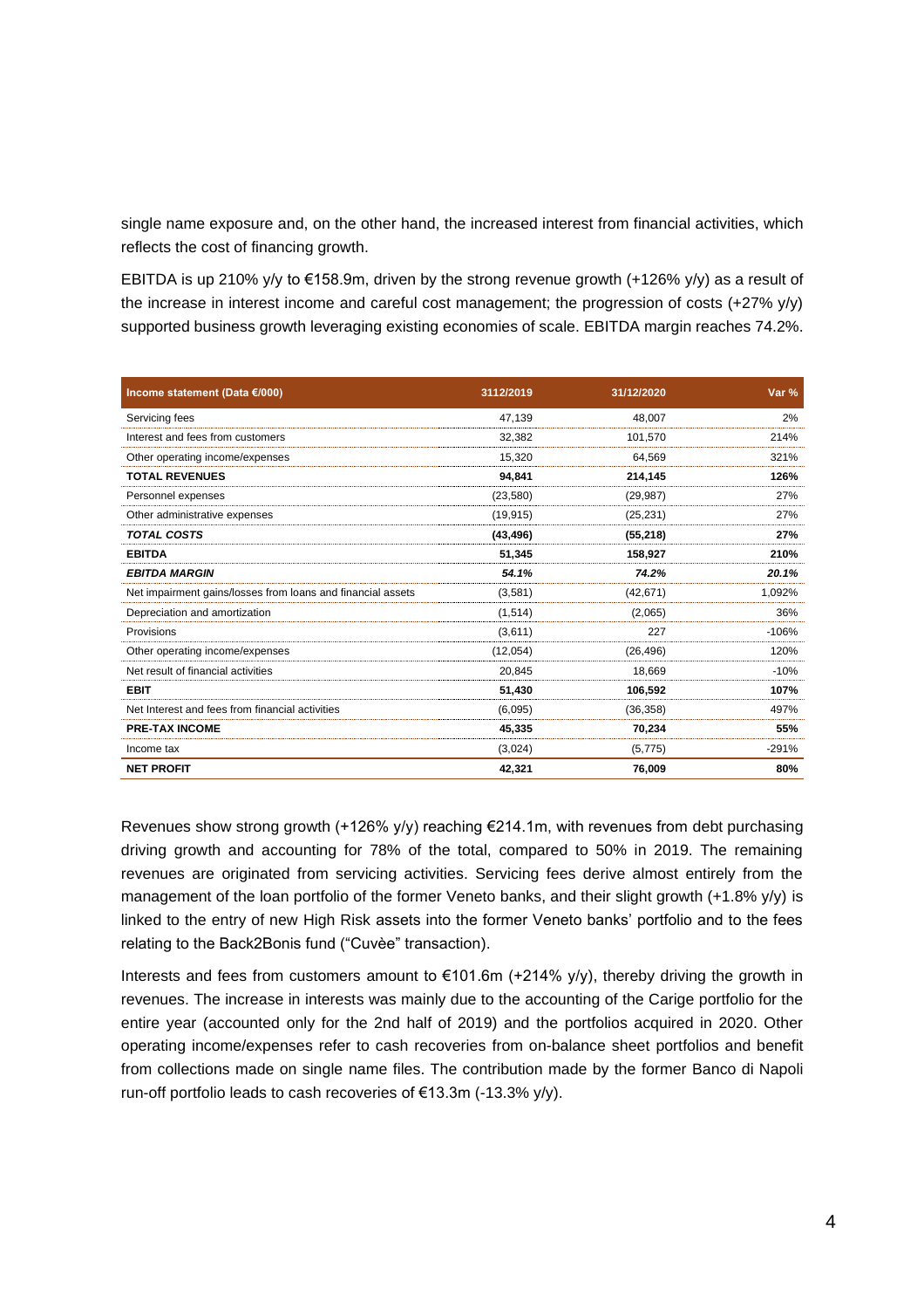single name exposure and, on the other hand, the increased interest from financial activities, which reflects the cost of financing growth.

EBITDA is up 210% y/y to €158.9m, driven by the strong revenue growth (+126% y/y) as a result of the increase in interest income and careful cost management; the progression of costs (+27% y/y) supported business growth leveraging existing economies of scale. EBITDA margin reaches 74.2%.

| Income statement (Data €/000) | 3112/2019 | 31/12/2020 | Var % |
|---|---|---|---|
| Servicing fees | 47,139 | 48,007 | 2% |
| Interest and fees from customers | 32,382 | 101,570 | 214% |
| Other operating income/expenses | 15,320 | 64,569 | 321% |
| **TOTAL REVENUES** | **94,841** | **214,145** | **126%** |
| Personnel expenses | (23,580) | (29,987) | 27% |
| Other administrative expenses | (19,915) | (25,231) | 27% |
| ***TOTAL COSTS*** | **(43,496)** | **(55,218)** | **27%** |
| **EBITDA** | **51,345** | **158,927** | **210%** |
| ***EBITDA MARGIN*** | ***54.1%*** | ***74.2%*** | ***20.1%*** |
| Net impairment gains/losses from loans and financial assets | (3,581) | (42,671) | 1,092% |
| Depreciation and amortization | (1,514) | (2,065) | 36% |
| Provisions | (3,611) | 227 | -106% |
| Other operating income/expenses | (12,054) | (26,496) | 120% |
| Net result of financial activities | 20,845 | 18,669 | -10% |
| **EBIT** | **51,430** | **106,592** | **107%** |
| Net Interest and fees from financial activities | (6,095) | (36,358) | 497% |
| **PRE-TAX INCOME** | **45,335** | **70,234** | **55%** |
| Income tax | (3,024) | (5,775) | -291% |
| **NET PROFIT** | **42,321** | **76,009** | **80%** |

Revenues show strong growth (+126% y/y) reaching €214.1m, with revenues from debt purchasing driving growth and accounting for 78% of the total, compared to 50% in 2019. The remaining revenues are originated from servicing activities. Servicing fees derive almost entirely from the management of the loan portfolio of the former Veneto banks, and their slight growth (+1.8% y/y) is linked to the entry of new High Risk assets into the former Veneto banks' portfolio and to the fees relating to the Back2Bonis fund ("Cuvèe" transaction).

Interests and fees from customers amount to €101.6m (+214% y/y), thereby driving the growth in revenues. The increase in interests was mainly due to the accounting of the Carige portfolio for the entire year (accounted only for the 2nd half of 2019) and the portfolios acquired in 2020. Other operating income/expenses refer to cash recoveries from on-balance sheet portfolios and benefit from collections made on single name files. The contribution made by the former Banco di Napoli run-off portfolio leads to cash recoveries of €13.3m (-13.3% y/y).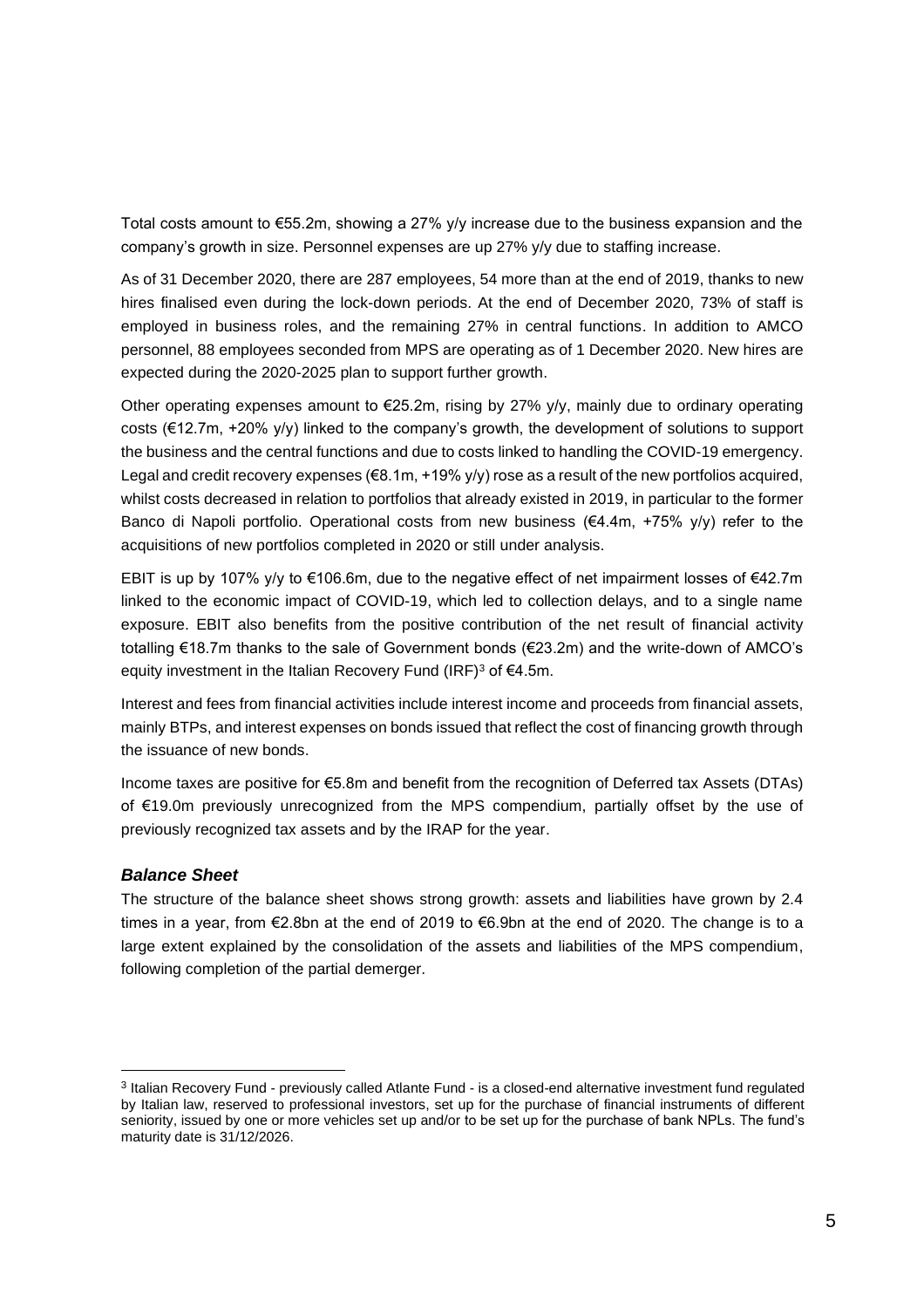Total costs amount to €55.2m, showing a 27% y/y increase due to the business expansion and the company's growth in size. Personnel expenses are up 27% y/y due to staffing increase.

As of 31 December 2020, there are 287 employees, 54 more than at the end of 2019, thanks to new hires finalised even during the lock-down periods. At the end of December 2020, 73% of staff is employed in business roles, and the remaining 27% in central functions. In addition to AMCO personnel, 88 employees seconded from MPS are operating as of 1 December 2020. New hires are expected during the 2020-2025 plan to support further growth.

Other operating expenses amount to €25.2m, rising by 27% y/y, mainly due to ordinary operating costs (€12.7m, +20% y/y) linked to the company's growth, the development of solutions to support the business and the central functions and due to costs linked to handling the COVID-19 emergency. Legal and credit recovery expenses (€8.1m, +19% y/y) rose as a result of the new portfolios acquired, whilst costs decreased in relation to portfolios that already existed in 2019, in particular to the former Banco di Napoli portfolio. Operational costs from new business (€4.4m, +75% y/y) refer to the acquisitions of new portfolios completed in 2020 or still under analysis.

EBIT is up by 107% y/y to €106.6m, due to the negative effect of net impairment losses of €42.7m linked to the economic impact of COVID-19, which led to collection delays, and to a single name exposure. EBIT also benefits from the positive contribution of the net result of financial activity totalling €18.7m thanks to the sale of Government bonds (€23.2m) and the write-down of AMCO's equity investment in the Italian Recovery Fund (IRF)[3] of €4.5m.

Interest and fees from financial activities include interest income and proceeds from financial assets, mainly BTPs, and interest expenses on bonds issued that reflect the cost of financing growth through the issuance of new bonds.

Income taxes are positive for €5.8m and benefit from the recognition of Deferred tax Assets (DTAs) of €19.0m previously unrecognized from the MPS compendium, partially offset by the use of previously recognized tax assets and by the IRAP for the year.

### ***Balance Sheet***

The structure of the balance sheet shows strong growth: assets and liabilities have grown by 2.4 times in a year, from €2.8bn at the end of 2019 to €6.9bn at the end of 2020. The change is to a large extent explained by the consolidation of the assets and liabilities of the MPS compendium, following completion of the partial demerger.

---

[3] Italian Recovery Fund - previously called Atlante Fund - is a closed-end alternative investment fund regulated by Italian law, reserved to professional investors, set up for the purchase of financial instruments of different seniority, issued by one or more vehicles set up and/or to be set up for the purchase of bank NPLs. The fund's maturity date is 31/12/2026.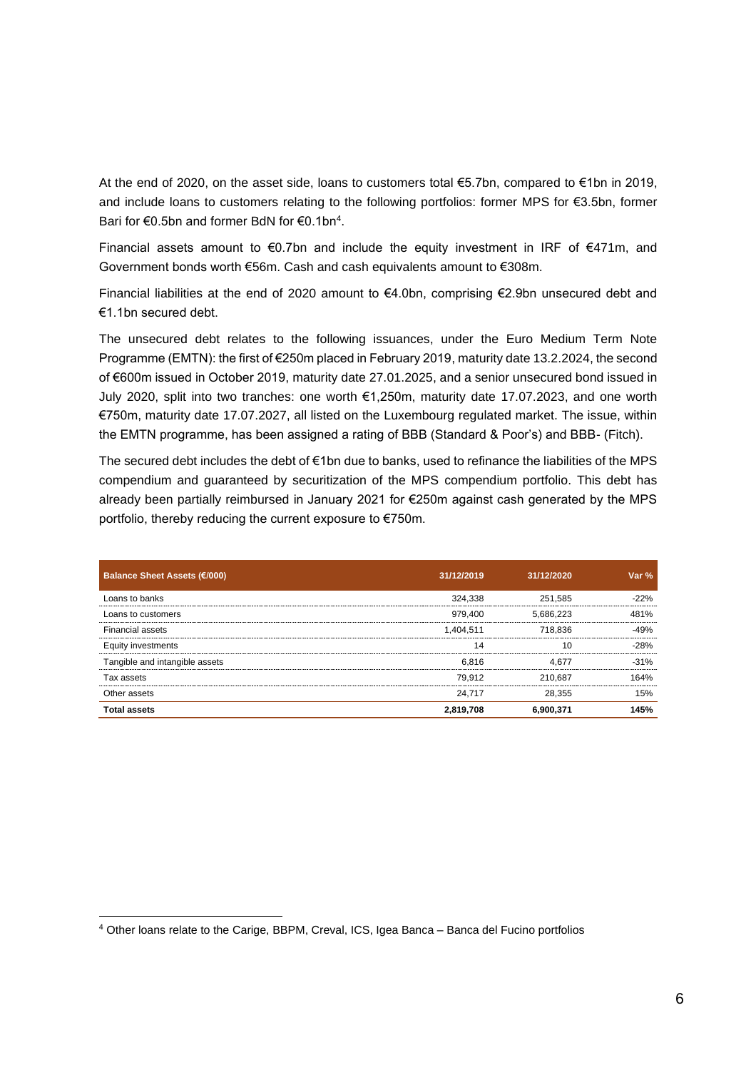At the end of 2020, on the asset side, loans to customers total €5.7bn, compared to €1bn in 2019, and include loans to customers relating to the following portfolios: former MPS for €3.5bn, former Bari for €0.5bn and former BdN for €0.1bn[4].

Financial assets amount to €0.7bn and include the equity investment in IRF of €471m, and Government bonds worth €56m. Cash and cash equivalents amount to €308m.

Financial liabilities at the end of 2020 amount to €4.0bn, comprising €2.9bn unsecured debt and €1.1bn secured debt.

The unsecured debt relates to the following issuances, under the Euro Medium Term Note Programme (EMTN): the first of €250m placed in February 2019, maturity date 13.2.2024, the second of €600m issued in October 2019, maturity date 27.01.2025, and a senior unsecured bond issued in July 2020, split into two tranches: one worth €1,250m, maturity date 17.07.2023, and one worth €750m, maturity date 17.07.2027, all listed on the Luxembourg regulated market. The issue, within the EMTN programme, has been assigned a rating of BBB (Standard & Poor's) and BBB- (Fitch).

The secured debt includes the debt of €1bn due to banks, used to refinance the liabilities of the MPS compendium and guaranteed by securitization of the MPS compendium portfolio. This debt has already been partially reimbursed in January 2021 for €250m against cash generated by the MPS portfolio, thereby reducing the current exposure to €750m.

| Balance Sheet Assets (€/000) | 31/12/2019 | 31/12/2020 | Var % |
|---|---|---|---|
| Loans to banks | 324,338 | 251,585 | -22% |
| Loans to customers | 979,400 | 5,686,223 | 481% |
| Financial assets | 1,404,511 | 718,836 | -49% |
| Equity investments | 14 | 10 | -28% |
| Tangible and intangible assets | 6,816 | 4,677 | -31% |
| Tax assets | 79,912 | 210,687 | 164% |
| Other assets | 24,717 | 28,355 | 15% |
| **Total assets** | **2,819,708** | **6,900,371** | **145%** |

[4] Other loans relate to the Carige, BBPM, Creval, ICS, Igea Banca – Banca del Fucino portfolios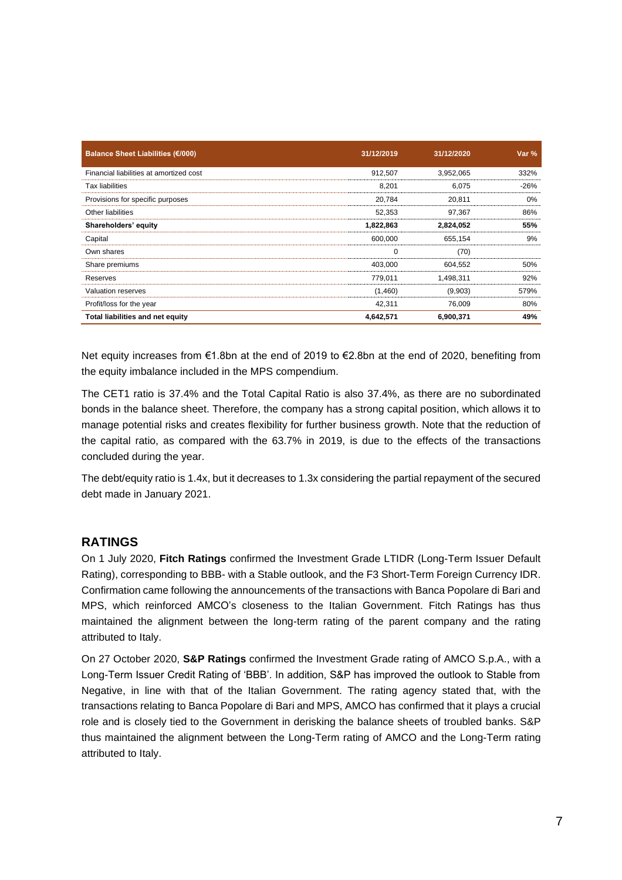| Balance Sheet Liabilities (€/000) | 31/12/2019 | 31/12/2020 | Var % |
|---|---|---|---|
| Financial liabilities at amortized cost | 912,507 | 3,952,065 | 332% |
| Tax liabilities | 8,201 | 6,075 | -26% |
| Provisions for specific purposes | 20,784 | 20,811 | 0% |
| Other liabilities | 52,353 | 97,367 | 86% |
| **Shareholders' equity** | **1,822,863** | **2,824,052** | **55%** |
| Capital | 600,000 | 655,154 | 9% |
| Own shares | 0 | (70) | |
| Share premiums | 403,000 | 604,552 | 50% |
| Reserves | 779,011 | 1,498,311 | 92% |
| Valuation reserves | (1,460) | (9,903) | 579% |
| Profit/loss for the year | 42,311 | 76,009 | 80% |
| **Total liabilities and net equity** | **4,642,571** | **6,900,371** | **49%** |

Net equity increases from €1.8bn at the end of 2019 to €2.8bn at the end of 2020, benefiting from the equity imbalance included in the MPS compendium.

The CET1 ratio is 37.4% and the Total Capital Ratio is also 37.4%, as there are no subordinated bonds in the balance sheet. Therefore, the company has a strong capital position, which allows it to manage potential risks and creates flexibility for further business growth. Note that the reduction of the capital ratio, as compared with the 63.7% in 2019, is due to the effects of the transactions concluded during the year.

The debt/equity ratio is 1.4x, but it decreases to 1.3x considering the partial repayment of the secured debt made in January 2021.

## RATINGS

On 1 July 2020, **Fitch Ratings** confirmed the Investment Grade LTIDR (Long-Term Issuer Default Rating), corresponding to BBB- with a Stable outlook, and the F3 Short-Term Foreign Currency IDR. Confirmation came following the announcements of the transactions with Banca Popolare di Bari and MPS, which reinforced AMCO's closeness to the Italian Government. Fitch Ratings has thus maintained the alignment between the long-term rating of the parent company and the rating attributed to Italy.

On 27 October 2020, **S&P Ratings** confirmed the Investment Grade rating of AMCO S.p.A., with a Long-Term Issuer Credit Rating of 'BBB'. In addition, S&P has improved the outlook to Stable from Negative, in line with that of the Italian Government. The rating agency stated that, with the transactions relating to Banca Popolare di Bari and MPS, AMCO has confirmed that it plays a crucial role and is closely tied to the Government in derisking the balance sheets of troubled banks. S&P thus maintained the alignment between the Long-Term rating of AMCO and the Long-Term rating attributed to Italy.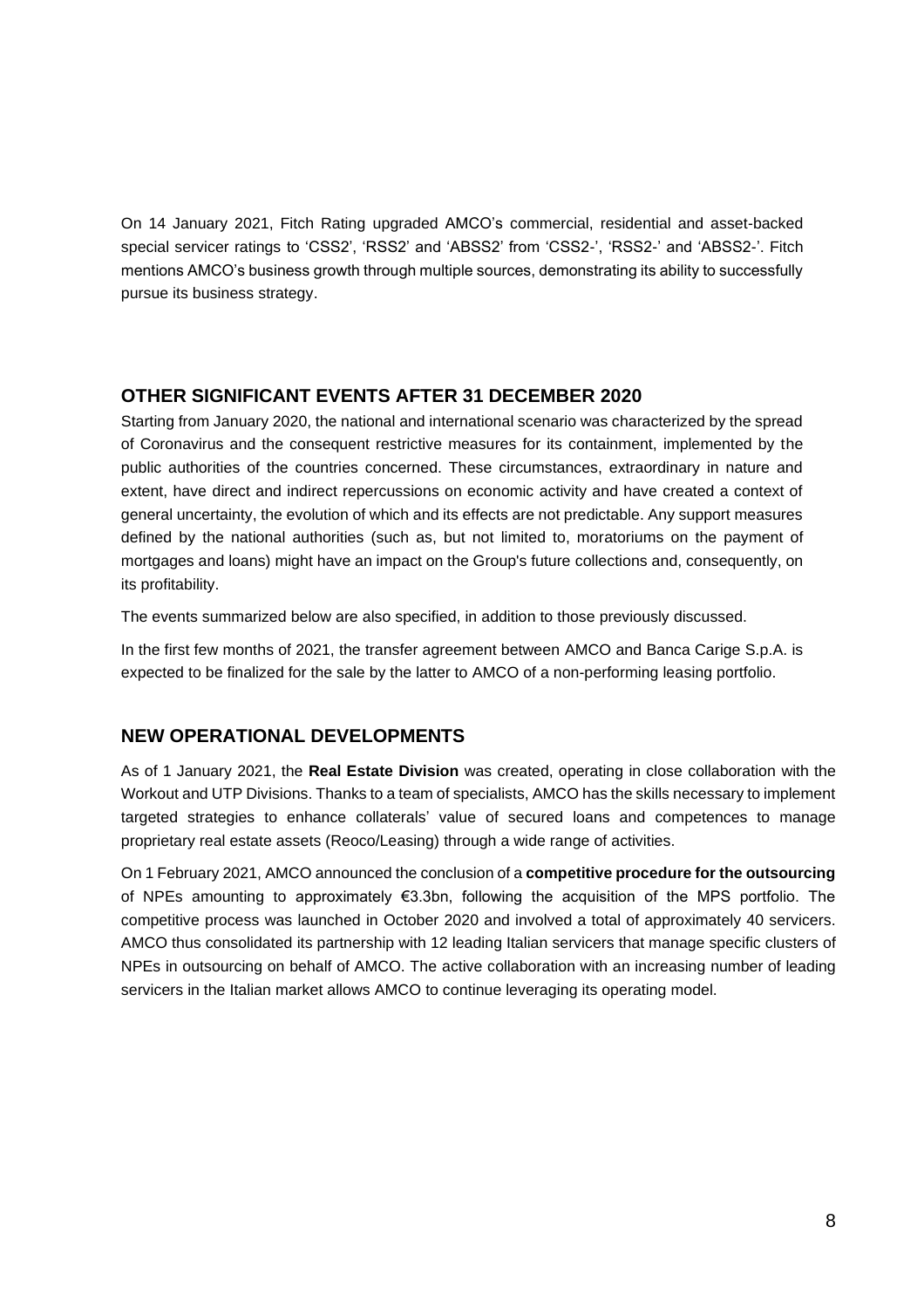On 14 January 2021, Fitch Rating upgraded AMCO's commercial, residential and asset-backed special servicer ratings to 'CSS2', 'RSS2' and 'ABSS2' from 'CSS2-', 'RSS2-' and 'ABSS2-'. Fitch mentions AMCO's business growth through multiple sources, demonstrating its ability to successfully pursue its business strategy.

## OTHER SIGNIFICANT EVENTS AFTER 31 DECEMBER 2020

Starting from January 2020, the national and international scenario was characterized by the spread of Coronavirus and the consequent restrictive measures for its containment, implemented by the public authorities of the countries concerned. These circumstances, extraordinary in nature and extent, have direct and indirect repercussions on economic activity and have created a context of general uncertainty, the evolution of which and its effects are not predictable. Any support measures defined by the national authorities (such as, but not limited to, moratoriums on the payment of mortgages and loans) might have an impact on the Group's future collections and, consequently, on its profitability.

The events summarized below are also specified, in addition to those previously discussed.

In the first few months of 2021, the transfer agreement between AMCO and Banca Carige S.p.A. is expected to be finalized for the sale by the latter to AMCO of a non-performing leasing portfolio.

## NEW OPERATIONAL DEVELOPMENTS

As of 1 January 2021, the **Real Estate Division** was created, operating in close collaboration with the Workout and UTP Divisions. Thanks to a team of specialists, AMCO has the skills necessary to implement targeted strategies to enhance collaterals' value of secured loans and competences to manage proprietary real estate assets (Reoco/Leasing) through a wide range of activities.

On 1 February 2021, AMCO announced the conclusion of a **competitive procedure for the outsourcing** of NPEs amounting to approximately €3.3bn, following the acquisition of the MPS portfolio. The competitive process was launched in October 2020 and involved a total of approximately 40 servicers. AMCO thus consolidated its partnership with 12 leading Italian servicers that manage specific clusters of NPEs in outsourcing on behalf of AMCO. The active collaboration with an increasing number of leading servicers in the Italian market allows AMCO to continue leveraging its operating model.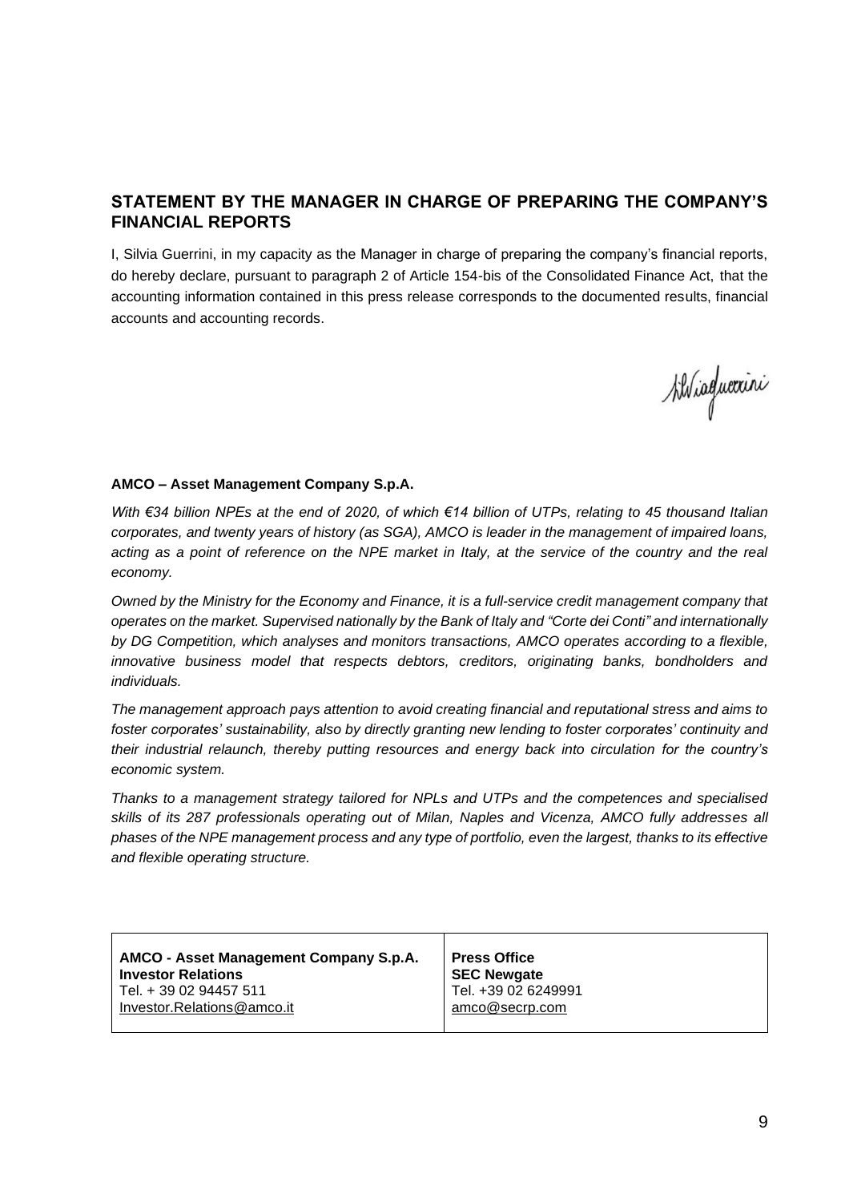## STATEMENT BY THE MANAGER IN CHARGE OF PREPARING THE COMPANY'S FINANCIAL REPORTS

I, Silvia Guerrini, in my capacity as the Manager in charge of preparing the company's financial reports, do hereby declare, pursuant to paragraph 2 of Article 154-bis of the Consolidated Finance Act, that the accounting information contained in this press release corresponds to the documented results, financial accounts and accounting records.

Silvia Guerrini

**AMCO – Asset Management Company S.p.A.**

*With €34 billion NPEs at the end of 2020, of which €14 billion of UTPs, relating to 45 thousand Italian corporates, and twenty years of history (as SGA), AMCO is leader in the management of impaired loans, acting as a point of reference on the NPE market in Italy, at the service of the country and the real economy.*

*Owned by the Ministry for the Economy and Finance, it is a full-service credit management company that operates on the market. Supervised nationally by the Bank of Italy and "Corte dei Conti" and internationally by DG Competition, which analyses and monitors transactions, AMCO operates according to a flexible, innovative business model that respects debtors, creditors, originating banks, bondholders and individuals.*

*The management approach pays attention to avoid creating financial and reputational stress and aims to foster corporates' sustainability, also by directly granting new lending to foster corporates' continuity and their industrial relaunch, thereby putting resources and energy back into circulation for the country's economic system.*

*Thanks to a management strategy tailored for NPLs and UTPs and the competences and specialised skills of its 287 professionals operating out of Milan, Naples and Vicenza, AMCO fully addresses all phases of the NPE management process and any type of portfolio, even the largest, thanks to its effective and flexible operating structure.*

| **AMCO - Asset Management Company S.p.A.**<br>**Investor Relations**<br>Tel. + 39 02 94457 511<br>Investor.Relations@amco.it | **Press Office**<br>**SEC Newgate**<br>Tel. +39 02 6249991<br>amco@secrp.com |
|---|---|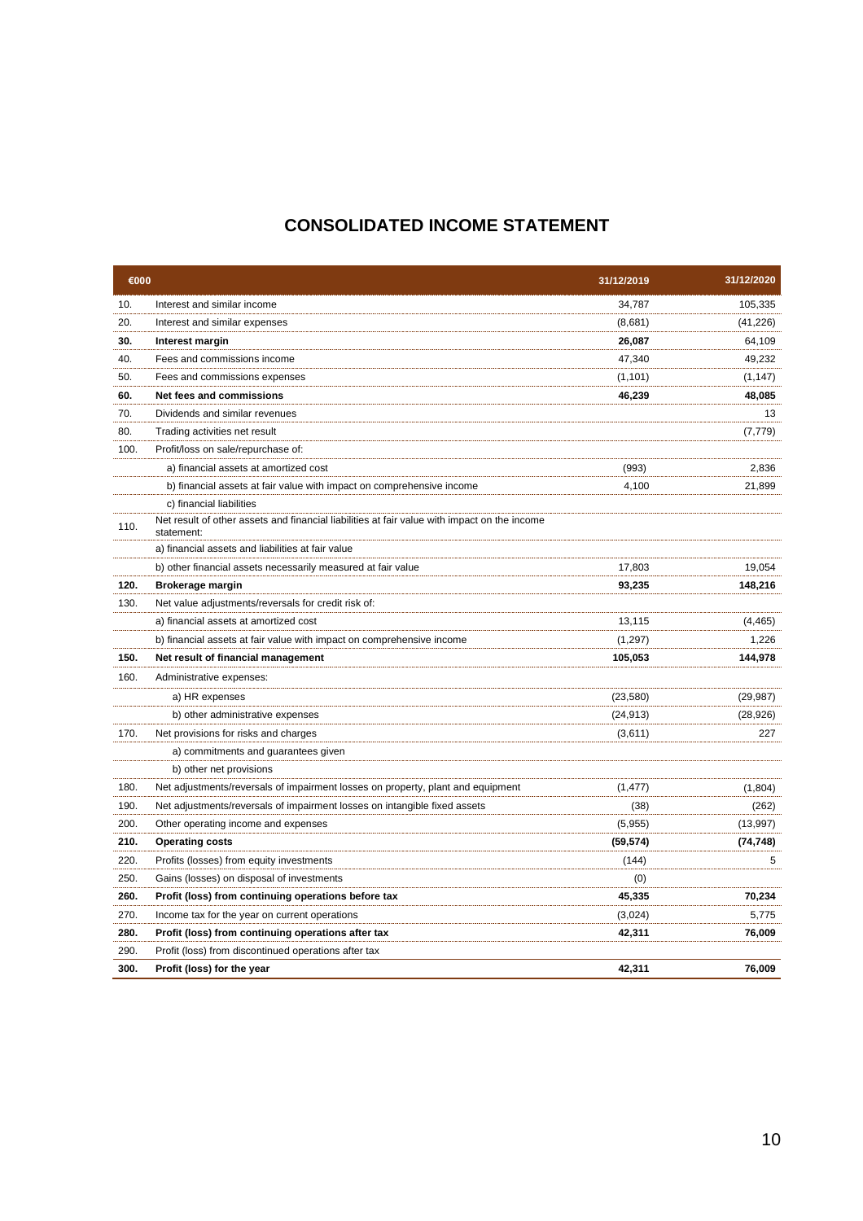# CONSOLIDATED INCOME STATEMENT

| | €000 | 31/12/2019 | 31/12/2020 |
|---|---|---|---|
| 10. | Interest and similar income | 34,787 | 105,335 |
| 20. | Interest and similar expenses | (8,681) | (41,226) |
| **30.** | **Interest margin** | **26,087** | 64,109 |
| 40. | Fees and commissions income | 47,340 | 49,232 |
| 50. | Fees and commissions expenses | (1,101) | (1,147) |
| **60.** | **Net fees and commissions** | **46,239** | **48,085** |
| 70. | Dividends and similar revenues | | 13 |
| 80. | Trading activities net result | | (7,779) |
| 100. | Profit/loss on sale/repurchase of: | | |
| | a) financial assets at amortized cost | (993) | 2,836 |
| | b) financial assets at fair value with impact on comprehensive income | 4,100 | 21,899 |
| | c) financial liabilities | | |
| 110. | Net result of other assets and financial liabilities at fair value with impact on the income statement: | | |
| | a) financial assets and liabilities at fair value | | |
| | b) other financial assets necessarily measured at fair value | 17,803 | 19,054 |
| **120.** | **Brokerage margin** | **93,235** | **148,216** |
| 130. | Net value adjustments/reversals for credit risk of: | | |
| | a) financial assets at amortized cost | 13,115 | (4,465) |
| | b) financial assets at fair value with impact on comprehensive income | (1,297) | 1,226 |
| **150.** | **Net result of financial management** | **105,053** | **144,978** |
| 160. | Administrative expenses: | | |
| | a) HR expenses | (23,580) | (29,987) |
| | b) other administrative expenses | (24,913) | (28,926) |
| 170. | Net provisions for risks and charges | (3,611) | 227 |
| | a) commitments and guarantees given | | |
| | b) other net provisions | | |
| 180. | Net adjustments/reversals of impairment losses on property, plant and equipment | (1,477) | (1,804) |
| 190. | Net adjustments/reversals of impairment losses on intangible fixed assets | (38) | (262) |
| 200. | Other operating income and expenses | (5,955) | (13,997) |
| **210.** | **Operating costs** | **(59,574)** | **(74,748)** |
| 220. | Profits (losses) from equity investments | (144) | 5 |
| 250. | Gains (losses) on disposal of investments | (0) | |
| **260.** | **Profit (loss) from continuing operations before tax** | **45,335** | **70,234** |
| 270. | Income tax for the year on current operations | (3,024) | 5,775 |
| **280.** | **Profit (loss) from continuing operations after tax** | **42,311** | **76,009** |
| 290. | Profit (loss) from discontinued operations after tax | | |
| **300.** | **Profit (loss) for the year** | **42,311** | **76,009** |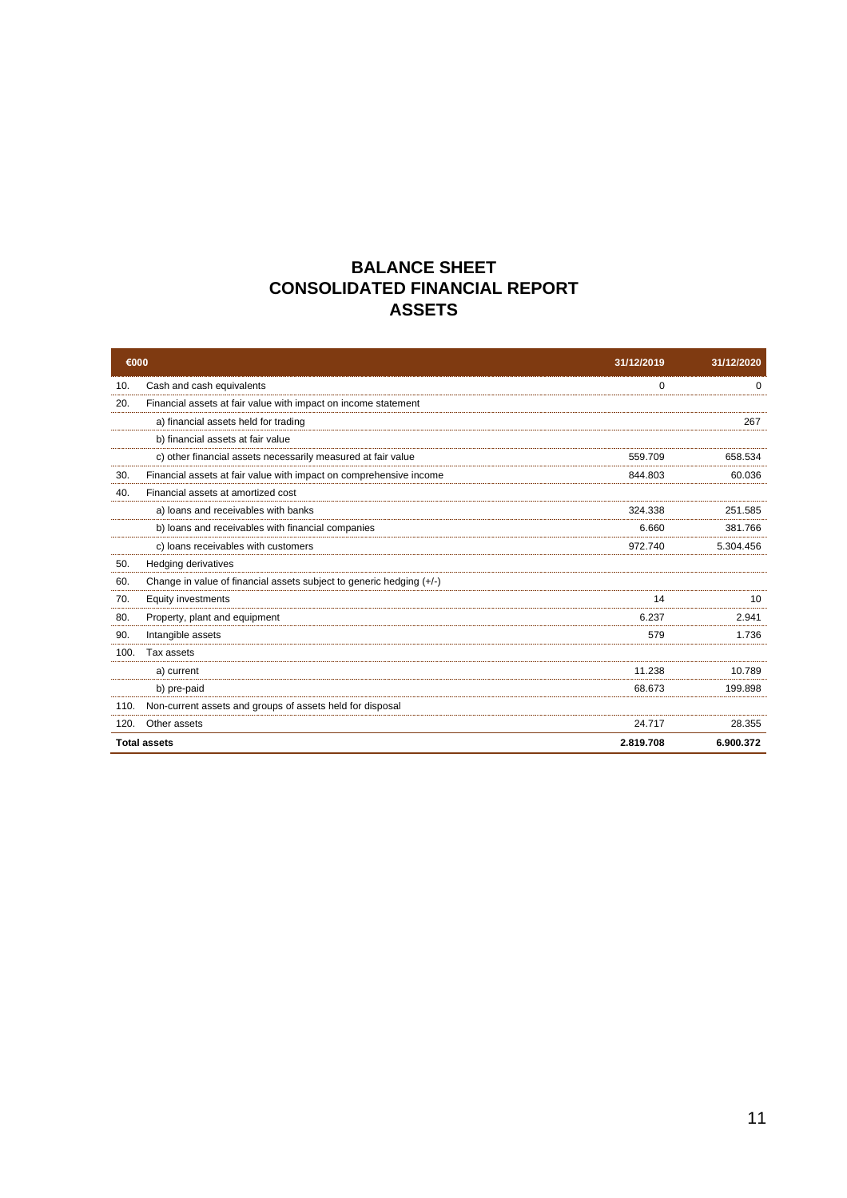# BALANCE SHEET
## CONSOLIDATED FINANCIAL REPORT
## ASSETS

| €000 | | 31/12/2019 | 31/12/2020 |
|---|---|---|---|
| 10. | Cash and cash equivalents | 0 | 0 |
| 20. | Financial assets at fair value with impact on income statement | | |
| | a) financial assets held for trading | | 267 |
| | b) financial assets at fair value | | |
| | c) other financial assets necessarily measured at fair value | 559.709 | 658.534 |
| 30. | Financial assets at fair value with impact on comprehensive income | 844.803 | 60.036 |
| 40. | Financial assets at amortized cost | | |
| | a) loans and receivables with banks | 324.338 | 251.585 |
| | b) loans and receivables with financial companies | 6.660 | 381.766 |
| | c) loans receivables with customers | 972.740 | 5.304.456 |
| 50. | Hedging derivatives | | |
| 60. | Change in value of financial assets subject to generic hedging (+/-) | | |
| 70. | Equity investments | 14 | 10 |
| 80. | Property, plant and equipment | 6.237 | 2.941 |
| 90. | Intangible assets | 579 | 1.736 |
| 100. | Tax assets | | |
| | a) current | 11.238 | 10.789 |
| | b) pre-paid | 68.673 | 199.898 |
| 110. | Non-current assets and groups of assets held for disposal | | |
| 120. | Other assets | 24.717 | 28.355 |
| **Total assets** | | **2.819.708** | **6.900.372** |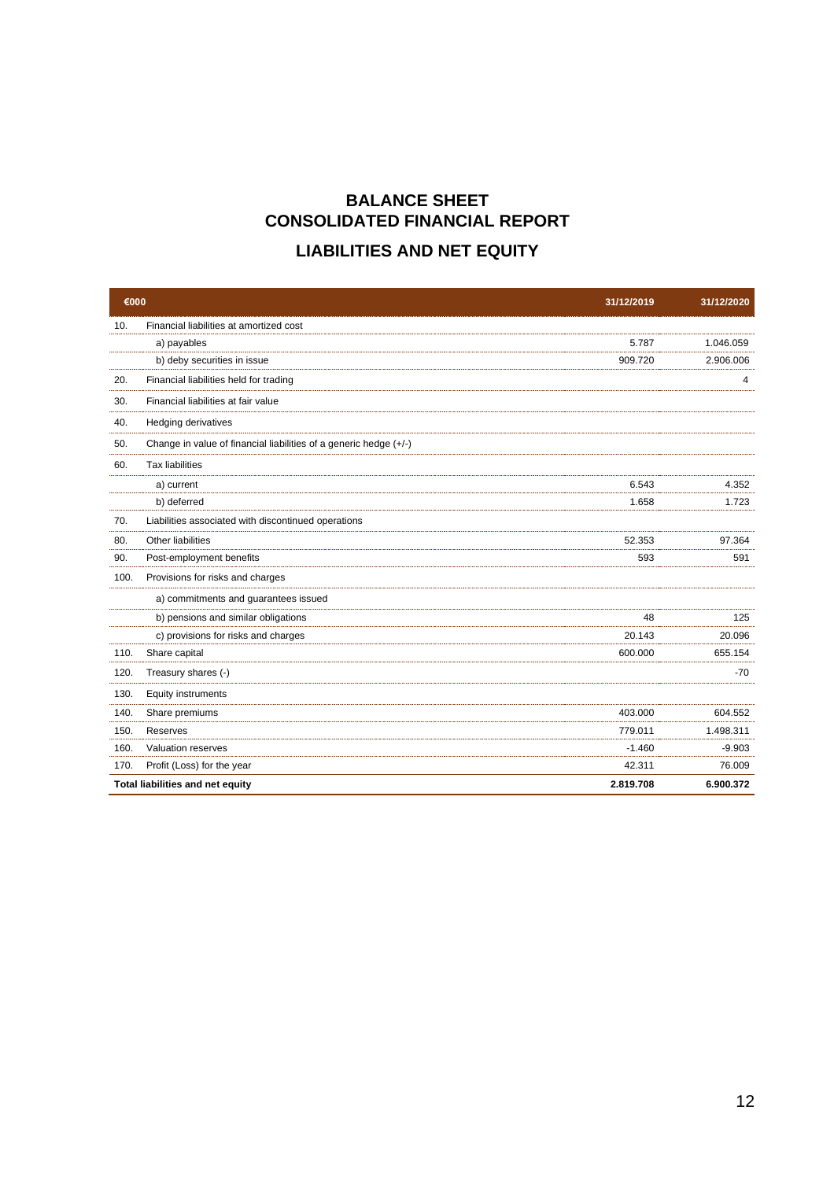# BALANCE SHEET
# CONSOLIDATED FINANCIAL REPORT

## LIABILITIES AND NET EQUITY

| €000 | | 31/12/2019 | 31/12/2020 |
|---|---|---|---|
| 10. | Financial liabilities at amortized cost | | |
| | a) payables | 5.787 | 1.046.059 |
| | b) deby securities in issue | 909.720 | 2.906.006 |
| 20. | Financial liabilities held for trading | | 4 |
| 30. | Financial liabilities at fair value | | |
| 40. | Hedging derivatives | | |
| 50. | Change in value of financial liabilities of a generic hedge (+/-) | | |
| 60. | Tax liabilities | | |
| | a) current | 6.543 | 4.352 |
| | b) deferred | 1.658 | 1.723 |
| 70. | Liabilities associated with discontinued operations | | |
| 80. | Other liabilities | 52.353 | 97.364 |
| 90. | Post-employment benefits | 593 | 591 |
| 100. | Provisions for risks and charges | | |
| | a) commitments and guarantees issued | | |
| | b) pensions and similar obligations | 48 | 125 |
| | c) provisions for risks and charges | 20.143 | 20.096 |
| 110. | Share capital | 600.000 | 655.154 |
| 120. | Treasury shares (-) | | -70 |
| 130. | Equity instruments | | |
| 140. | Share premiums | 403.000 | 604.552 |
| 150. | Reserves | 779.011 | 1.498.311 |
| 160. | Valuation reserves | -1.460 | -9.903 |
| 170. | Profit (Loss) for the year | 42.311 | 76.009 |
| **Total liabilities and net equity** | | **2.819.708** | **6.900.372** |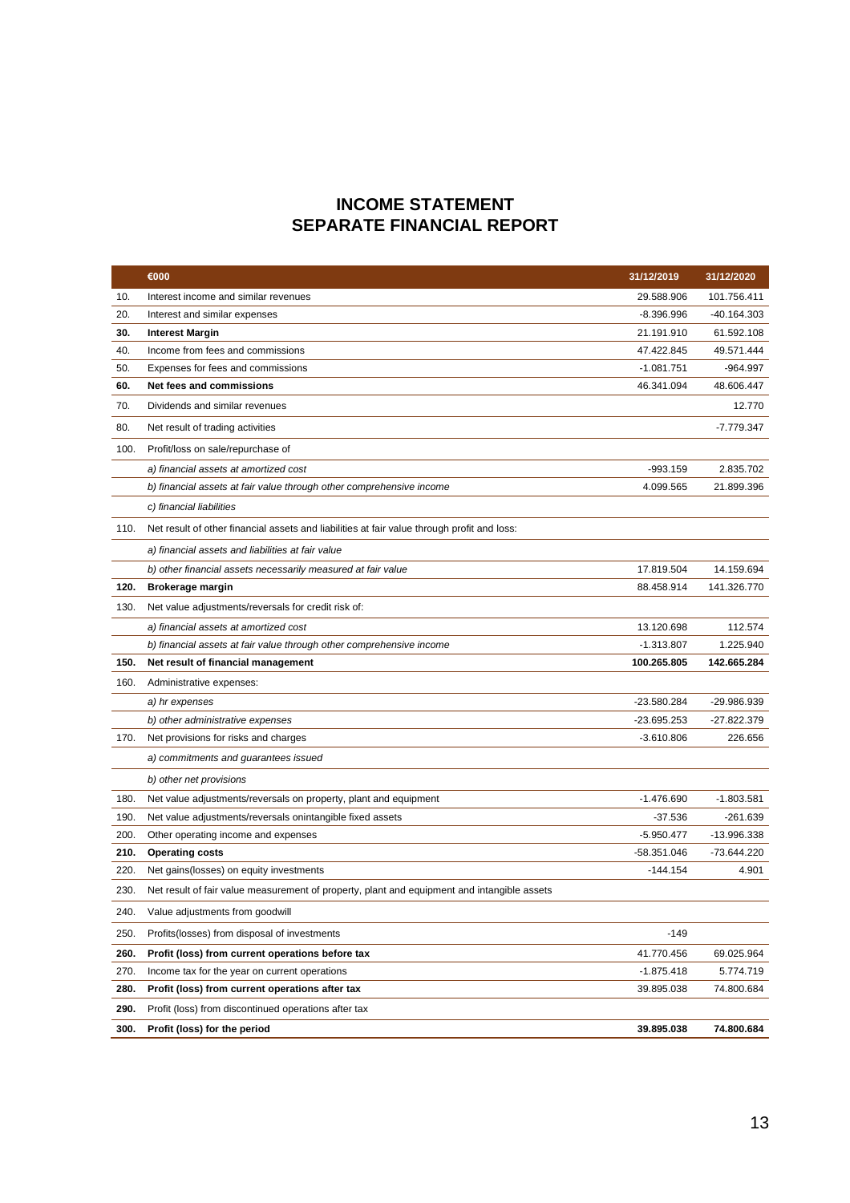# INCOME STATEMENT
# SEPARATE FINANCIAL REPORT

| | €000 | 31/12/2019 | 31/12/2020 |
|---|---|---|---|
| 10. | Interest income and similar revenues | 29.588.906 | 101.756.411 |
| 20. | Interest and similar expenses | -8.396.996 | -40.164.303 |
| **30.** | **Interest Margin** | 21.191.910 | 61.592.108 |
| 40. | Income from fees and commissions | 47.422.845 | 49.571.444 |
| 50. | Expenses for fees and commissions | -1.081.751 | -964.997 |
| **60.** | **Net fees and commissions** | 46.341.094 | 48.606.447 |
| 70. | Dividends and similar revenues | | 12.770 |
| 80. | Net result of trading activities | | -7.779.347 |
| 100. | Profit/loss on sale/repurchase of | | |
| | *a) financial assets at amortized cost* | -993.159 | 2.835.702 |
| | *b) financial assets at fair value through other comprehensive income* | 4.099.565 | 21.899.396 |
| | *c) financial liabilities* | | |
| 110. | Net result of other financial assets and liabilities at fair value through profit and loss: | | |
| | *a) financial assets and liabilities at fair value* | | |
| | *b) other financial assets necessarily measured at fair value* | 17.819.504 | 14.159.694 |
| **120.** | **Brokerage margin** | 88.458.914 | 141.326.770 |
| 130. | Net value adjustments/reversals for credit risk of: | | |
| | *a) financial assets at amortized cost* | 13.120.698 | 112.574 |
| | *b) financial assets at fair value through other comprehensive income* | -1.313.807 | 1.225.940 |
| **150.** | **Net result of financial management** | **100.265.805** | **142.665.284** |
| 160. | Administrative expenses: | | |
| | *a) hr expenses* | -23.580.284 | -29.986.939 |
| | *b) other administrative expenses* | -23.695.253 | -27.822.379 |
| 170. | Net provisions for risks and charges | -3.610.806 | 226.656 |
| | *a) commitments and guarantees issued* | | |
| | *b) other net provisions* | | |
| 180. | Net value adjustments/reversals on property, plant and equipment | -1.476.690 | -1.803.581 |
| 190. | Net value adjustments/reversals onintangible fixed assets | -37.536 | -261.639 |
| 200. | Other operating income and expenses | -5.950.477 | -13.996.338 |
| **210.** | **Operating costs** | -58.351.046 | -73.644.220 |
| 220. | Net gains(losses) on equity investments | -144.154 | 4.901 |
| 230. | Net result of fair value measurement of property, plant and equipment and intangible assets | | |
| 240. | Value adjustments from goodwill | | |
| 250. | Profits(losses) from disposal of investments | -149 | |
| **260.** | **Profit (loss) from current operations before tax** | 41.770.456 | 69.025.964 |
| 270. | Income tax for the year on current operations | -1.875.418 | 5.774.719 |
| **280.** | **Profit (loss) from current operations after tax** | 39.895.038 | 74.800.684 |
| **290.** | Profit (loss) from discontinued operations after tax | | |
| **300.** | **Profit (loss) for the period** | **39.895.038** | **74.800.684** |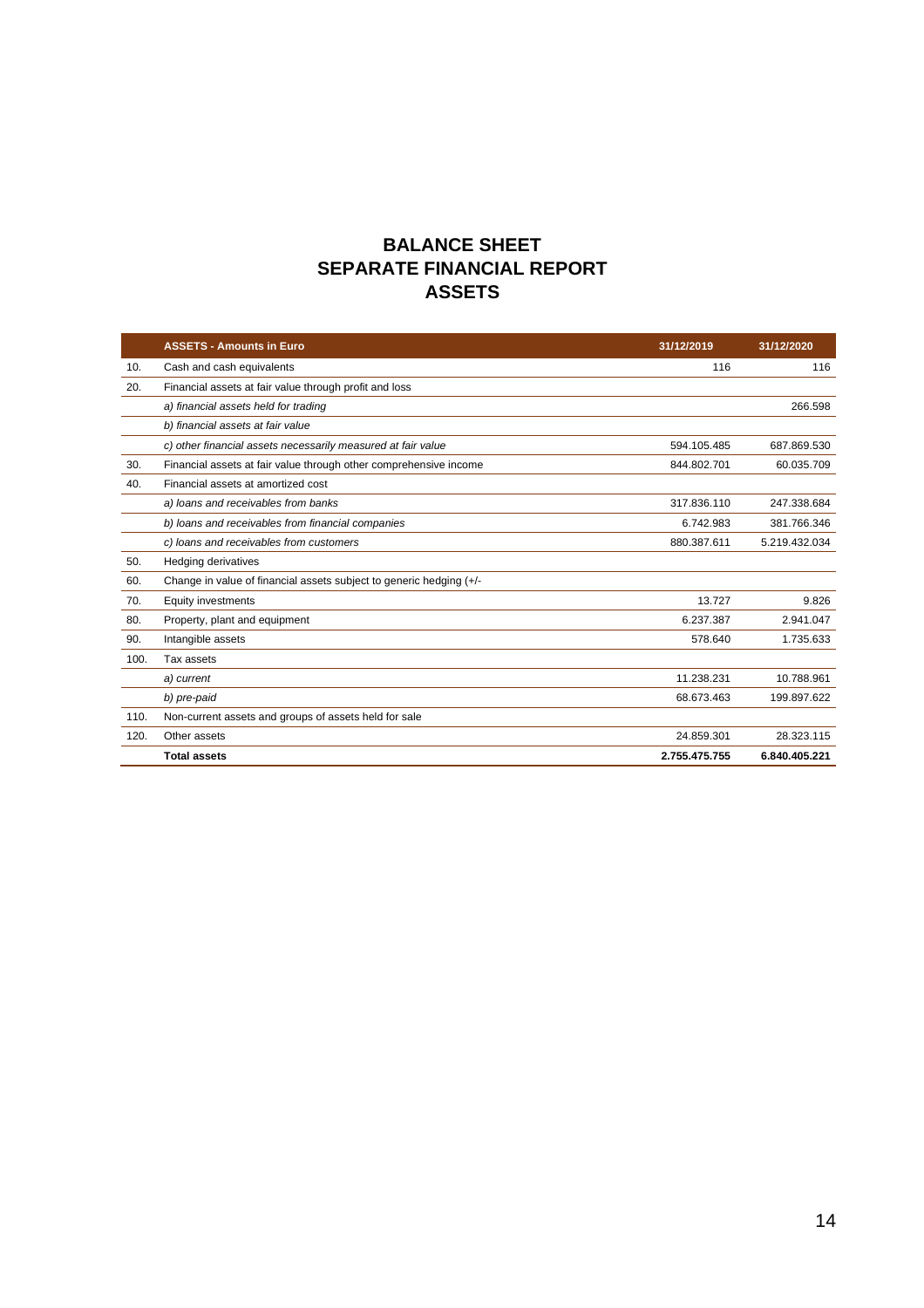# BALANCE SHEET
# SEPARATE FINANCIAL REPORT
# ASSETS

| | ASSETS - Amounts in Euro | 31/12/2019 | 31/12/2020 |
|---|---|---|---|
| 10. | Cash and cash equivalents | 116 | 116 |
| 20. | Financial assets at fair value through profit and loss | | |
| | *a) financial assets held for trading* | | 266.598 |
| | *b) financial assets at fair value* | | |
| | *c) other financial assets necessarily measured at fair value* | 594.105.485 | 687.869.530 |
| 30. | Financial assets at fair value through other comprehensive income | 844.802.701 | 60.035.709 |
| 40. | Financial assets at amortized cost | | |
| | *a) loans and receivables from banks* | 317.836.110 | 247.338.684 |
| | *b) loans and receivables from financial companies* | 6.742.983 | 381.766.346 |
| | *c) loans and receivables from customers* | 880.387.611 | 5.219.432.034 |
| 50. | Hedging derivatives | | |
| 60. | Change in value of financial assets subject to generic hedging (+/- | | |
| 70. | Equity investments | 13.727 | 9.826 |
| 80. | Property, plant and equipment | 6.237.387 | 2.941.047 |
| 90. | Intangible assets | 578.640 | 1.735.633 |
| 100. | Tax assets | | |
| | *a) current* | 11.238.231 | 10.788.961 |
| | *b) pre-paid* | 68.673.463 | 199.897.622 |
| 110. | Non-current assets and groups of assets held for sale | | |
| 120. | Other assets | 24.859.301 | 28.323.115 |
| | **Total assets** | **2.755.475.755** | **6.840.405.221** |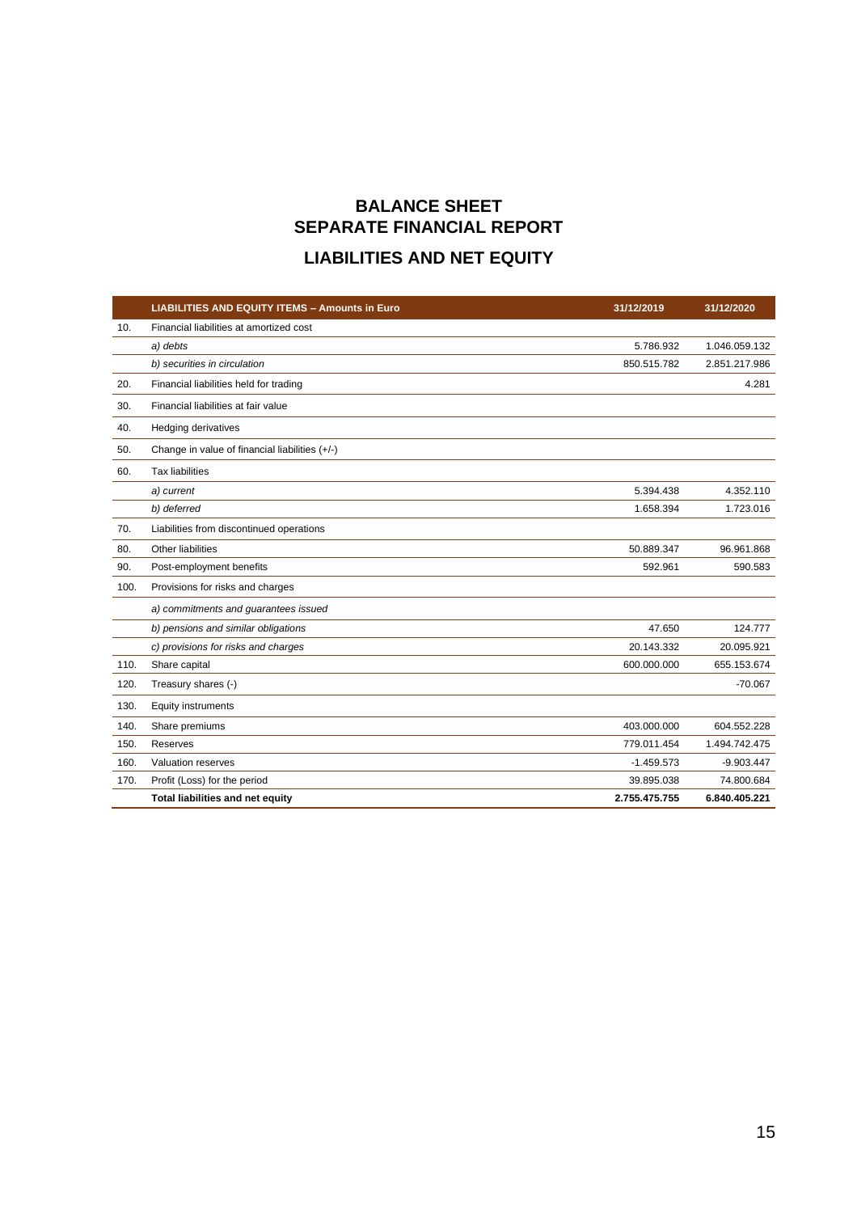# BALANCE SHEET
# SEPARATE FINANCIAL REPORT

## LIABILITIES AND NET EQUITY

| | LIABILITIES AND EQUITY ITEMS – Amounts in Euro | 31/12/2019 | 31/12/2020 |
|---|---|---|---|
| 10. | Financial liabilities at amortized cost | | |
| | *a) debts* | 5.786.932 | 1.046.059.132 |
| | *b) securities in circulation* | 850.515.782 | 2.851.217.986 |
| 20. | Financial liabilities held for trading | | 4.281 |
| 30. | Financial liabilities at fair value | | |
| 40. | Hedging derivatives | | |
| 50. | Change in value of financial liabilities (+/-) | | |
| 60. | Tax liabilities | | |
| | *a) current* | 5.394.438 | 4.352.110 |
| | *b) deferred* | 1.658.394 | 1.723.016 |
| 70. | Liabilities from discontinued operations | | |
| 80. | Other liabilities | 50.889.347 | 96.961.868 |
| 90. | Post-employment benefits | 592.961 | 590.583 |
| 100. | Provisions for risks and charges | | |
| | *a) commitments and guarantees issued* | | |
| | *b) pensions and similar obligations* | 47.650 | 124.777 |
| | *c) provisions for risks and charges* | 20.143.332 | 20.095.921 |
| 110. | Share capital | 600.000.000 | 655.153.674 |
| 120. | Treasury shares (-) | | -70.067 |
| 130. | Equity instruments | | |
| 140. | Share premiums | 403.000.000 | 604.552.228 |
| 150. | Reserves | 779.011.454 | 1.494.742.475 |
| 160. | Valuation reserves | -1.459.573 | -9.903.447 |
| 170. | Profit (Loss) for the period | 39.895.038 | 74.800.684 |
| | **Total liabilities and net equity** | **2.755.475.755** | **6.840.405.221** |